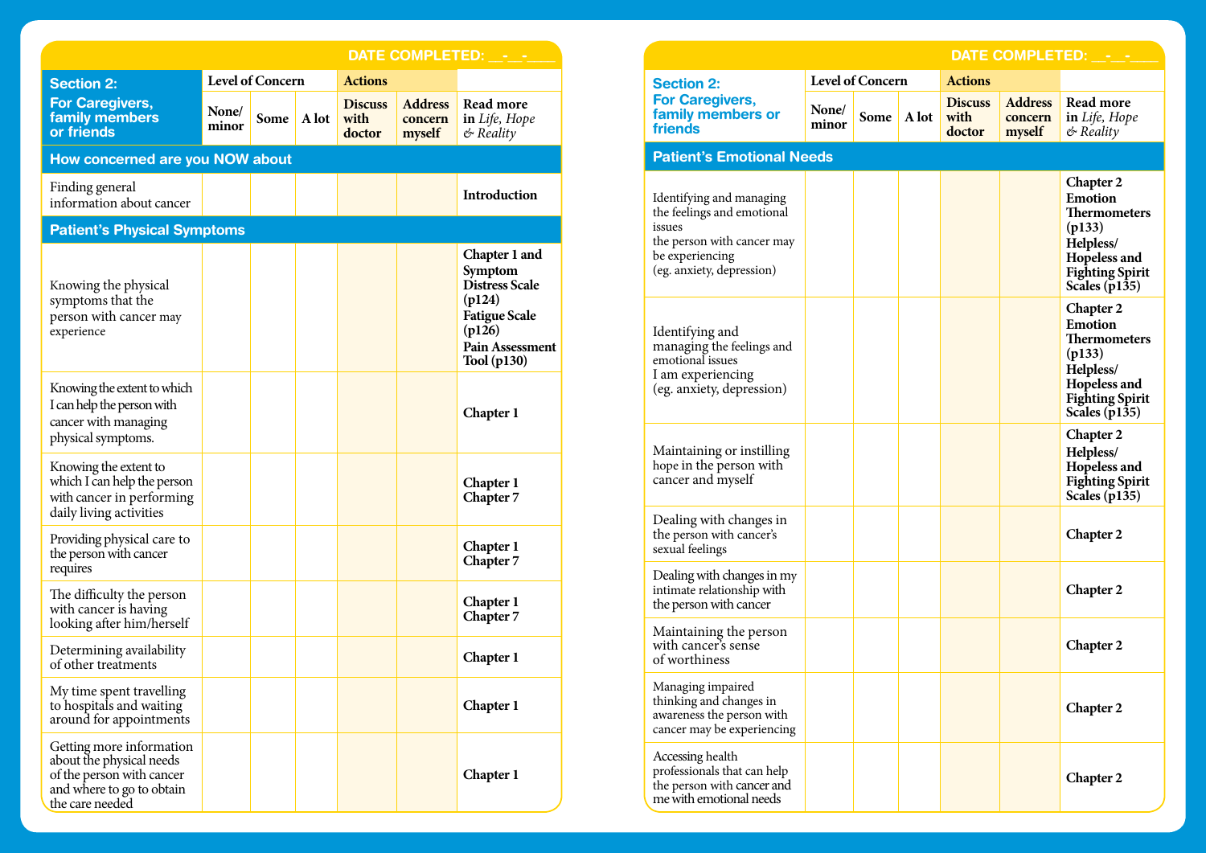DATE COMPLETED: __-__-____

| Section 2: For Caregivers, family members or friends | Level of Concern | | | Actions | | |
|---|---|---|---|---|---|---|
| | None/ minor | Some | A lot | Discuss with doctor | Address concern myself | Read more in *Life, Hope & Reality* |
| **How concerned are you NOW about** | | | | | | |
| Finding general information about cancer | | | | | | **Introduction** |
| **Patient's Physical Symptoms** | | | | | | |
| Knowing the physical symptoms that the person with cancer may experience | | | | | | **Chapter 1 and Symptom Distress Scale (p124) Fatigue Scale (p126) Pain Assessment Tool (p130)** |
| Knowing the extent to which I can help the person with cancer with managing physical symptoms. | | | | | | **Chapter 1** |
| Knowing the extent to which I can help the person with cancer in performing daily living activities | | | | | | **Chapter 1 Chapter 7** |
| Providing physical care to the person with cancer requires | | | | | | **Chapter 1 Chapter 7** |
| The difficulty the person with cancer is having looking after him/herself | | | | | | **Chapter 1 Chapter 7** |
| Determining availability of other treatments | | | | | | **Chapter 1** |
| My time spent travelling to hospitals and waiting around for appointments | | | | | | **Chapter 1** |
| Getting more information about the physical needs of the person with cancer and where to go to obtain the care needed | | | | | | **Chapter 1** |

DATE COMPLETED: __-__-____

| Section 2: For Caregivers, family members or friends | Level of Concern | | | Actions | | |
|---|---|---|---|---|---|---|
| | None/ minor | Some | A lot | Discuss with doctor | Address concern myself | Read more in *Life, Hope & Reality* |
| **Patient's Emotional Needs** | | | | | | |
| Identifying and managing the feelings and emotional issues the person with cancer may be experiencing (eg. anxiety, depression) | | | | | | **Chapter 2 Emotion Thermometers (p133) Helpless/ Hopeless and Fighting Spirit Scales (p135)** |
| Identifying and managing the feelings and emotional issues I am experiencing (eg. anxiety, depression) | | | | | | **Chapter 2 Emotion Thermometers (p133) Helpless/ Hopeless and Fighting Spirit Scales (p135)** |
| Maintaining or instilling hope in the person with cancer and myself | | | | | | **Chapter 2 Helpless/ Hopeless and Fighting Spirit Scales (p135)** |
| Dealing with changes in the person with cancer's sexual feelings | | | | | | **Chapter 2** |
| Dealing with changes in my intimate relationship with the person with cancer | | | | | | **Chapter 2** |
| Maintaining the person with cancer's sense of worthiness | | | | | | **Chapter 2** |
| Managing impaired thinking and changes in awareness the person with cancer may be experiencing | | | | | | **Chapter 2** |
| Accessing health professionals that can help the person with cancer and me with emotional needs | | | | | | **Chapter 2** |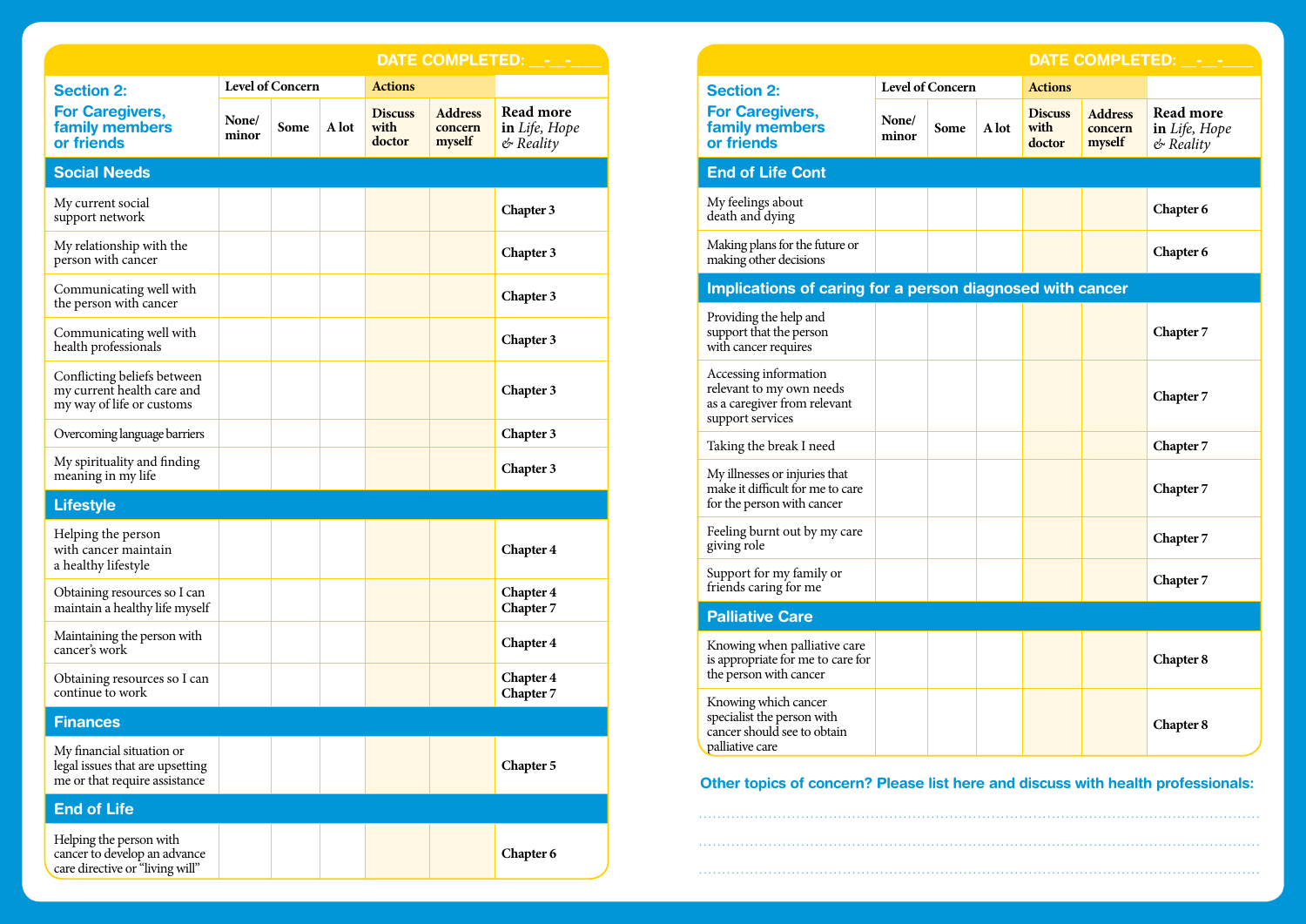**DATE COMPLETED: __-__-____**

| Section 2: For Caregivers, family members or friends | Level of Concern | | | Actions | | |
|---|---|---|---|---|---|---|
| | None/ minor | Some | A lot | Discuss with doctor | Address concern myself | Read more in *Life, Hope & Reality* |
| **Social Needs** | | | | | | |
| My current social support network | | | | | | **Chapter 3** |
| My relationship with the person with cancer | | | | | | **Chapter 3** |
| Communicating well with the person with cancer | | | | | | **Chapter 3** |
| Communicating well with health professionals | | | | | | **Chapter 3** |
| Conflicting beliefs between my current health care and my way of life or customs | | | | | | **Chapter 3** |
| Overcoming language barriers | | | | | | **Chapter 3** |
| My spirituality and finding meaning in my life | | | | | | **Chapter 3** |
| **Lifestyle** | | | | | | |
| Helping the person with cancer maintain a healthy lifestyle | | | | | | **Chapter 4** |
| Obtaining resources so I can maintain a healthy life myself | | | | | | **Chapter 4 Chapter 7** |
| Maintaining the person with cancer's work | | | | | | **Chapter 4** |
| Obtaining resources so I can continue to work | | | | | | **Chapter 4 Chapter 7** |
| **Finances** | | | | | | |
| My financial situation or legal issues that are upsetting me or that require assistance | | | | | | **Chapter 5** |
| **End of Life** | | | | | | |
| Helping the person with cancer to develop an advance care directive or "living will" | | | | | | **Chapter 6** |

**DATE COMPLETED: __-__-____**

| Section 2: For Caregivers, family members or friends | Level of Concern | | | Actions | | |
|---|---|---|---|---|---|---|
| | None/ minor | Some | A lot | Discuss with doctor | Address concern myself | Read more in *Life, Hope & Reality* |
| **End of Life Cont** | | | | | | |
| My feelings about death and dying | | | | | | **Chapter 6** |
| Making plans for the future or making other decisions | | | | | | **Chapter 6** |
| **Implications of caring for a person diagnosed with cancer** | | | | | | |
| Providing the help and support that the person with cancer requires | | | | | | **Chapter 7** |
| Accessing information relevant to my own needs as a caregiver from relevant support services | | | | | | **Chapter 7** |
| Taking the break I need | | | | | | **Chapter 7** |
| My illnesses or injuries that make it difficult for me to care for the person with cancer | | | | | | **Chapter 7** |
| Feeling burnt out by my care giving role | | | | | | **Chapter 7** |
| Support for my family or friends caring for me | | | | | | **Chapter 7** |
| **Palliative Care** | | | | | | |
| Knowing when palliative care is appropriate for me to care for the person with cancer | | | | | | **Chapter 8** |
| Knowing which cancer specialist the person with cancer should see to obtain palliative care | | | | | | **Chapter 8** |

**Other topics of concern? Please list here and discuss with health professionals:**

.............................................................................................................

.............................................................................................................

.............................................................................................................